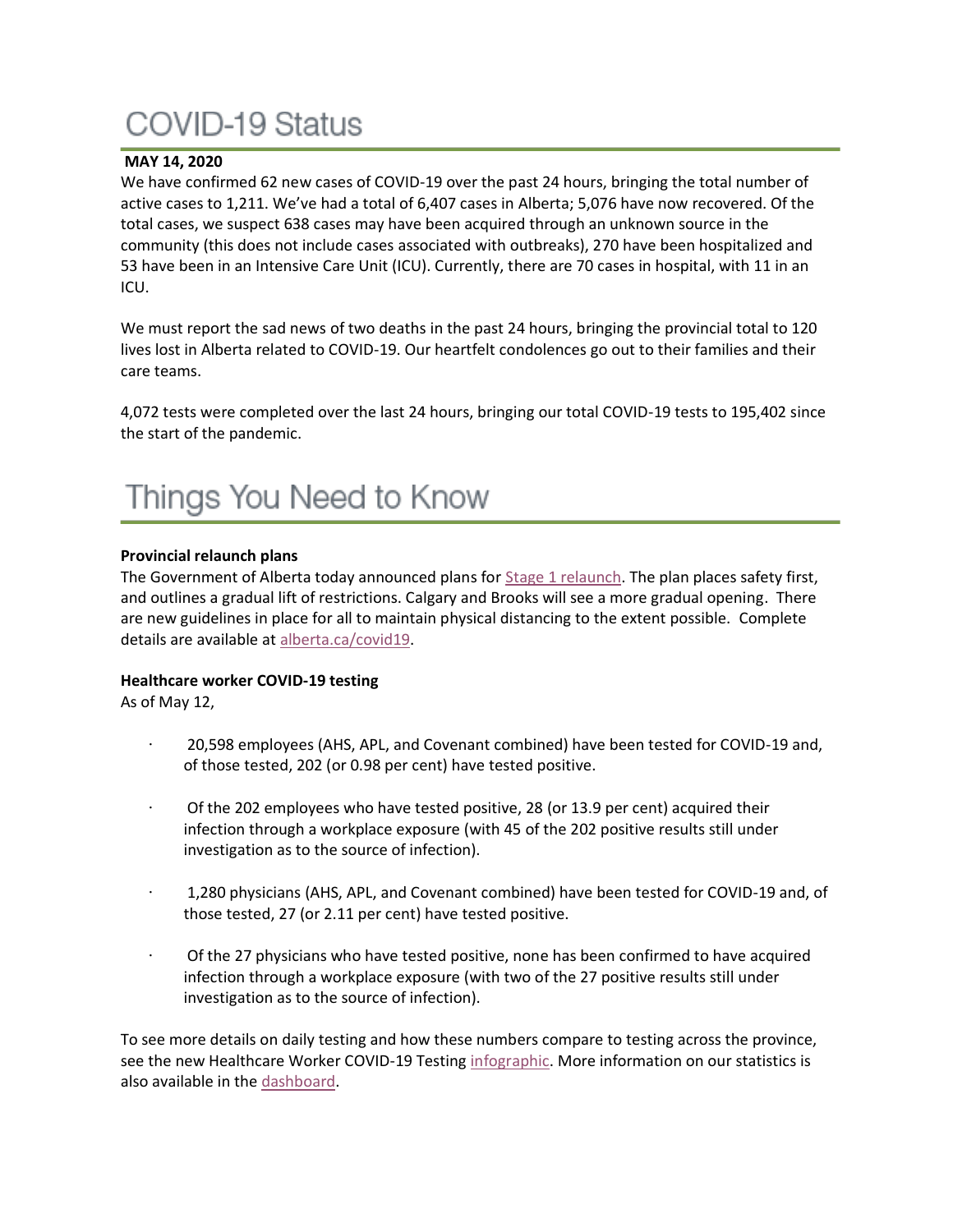# COVID-19 Status

**MAY 14, 2020**

We have confirmed 62 new cases of COVID-19 over the past 24 hours, bringing the total number of active cases to 1,211. We've had a total of 6,407 cases in Alberta; 5,076 have now recovered. Of the total cases, we suspect 638 cases may have been acquired through an unknown source in the community (this does not include cases associated with outbreaks), 270 have been hospitalized and 53 have been in an Intensive Care Unit (ICU). Currently, there are 70 cases in hospital, with 11 in an ICU.

We must report the sad news of two deaths in the past 24 hours, bringing the provincial total to 120 lives lost in Alberta related to COVID-19. Our heartfelt condolences go out to their families and their care teams.

4,072 tests were completed over the last 24 hours, bringing our total COVID-19 tests to 195,402 since the start of the pandemic.

# Things You Need to Know

**Provincial relaunch plans**

The Government of Alberta today announced plans for Stage 1 relaunch. The plan places safety first, and outlines a gradual lift of restrictions. Calgary and Brooks will see a more gradual opening. There are new guidelines in place for all to maintain physical distancing to the extent possible. Complete details are available at alberta.ca/covid19.

**Healthcare worker COVID-19 testing**

As of May 12,

- 20,598 employees (AHS, APL, and Covenant combined) have been tested for COVID-19 and, of those tested, 202 (or 0.98 per cent) have tested positive.
- Of the 202 employees who have tested positive, 28 (or 13.9 per cent) acquired their infection through a workplace exposure (with 45 of the 202 positive results still under investigation as to the source of infection).
- 1,280 physicians (AHS, APL, and Covenant combined) have been tested for COVID-19 and, of those tested, 27 (or 2.11 per cent) have tested positive.
- Of the 27 physicians who have tested positive, none has been confirmed to have acquired infection through a workplace exposure (with two of the 27 positive results still under investigation as to the source of infection).

To see more details on daily testing and how these numbers compare to testing across the province, see the new Healthcare Worker COVID-19 Testing infographic. More information on our statistics is also available in the dashboard.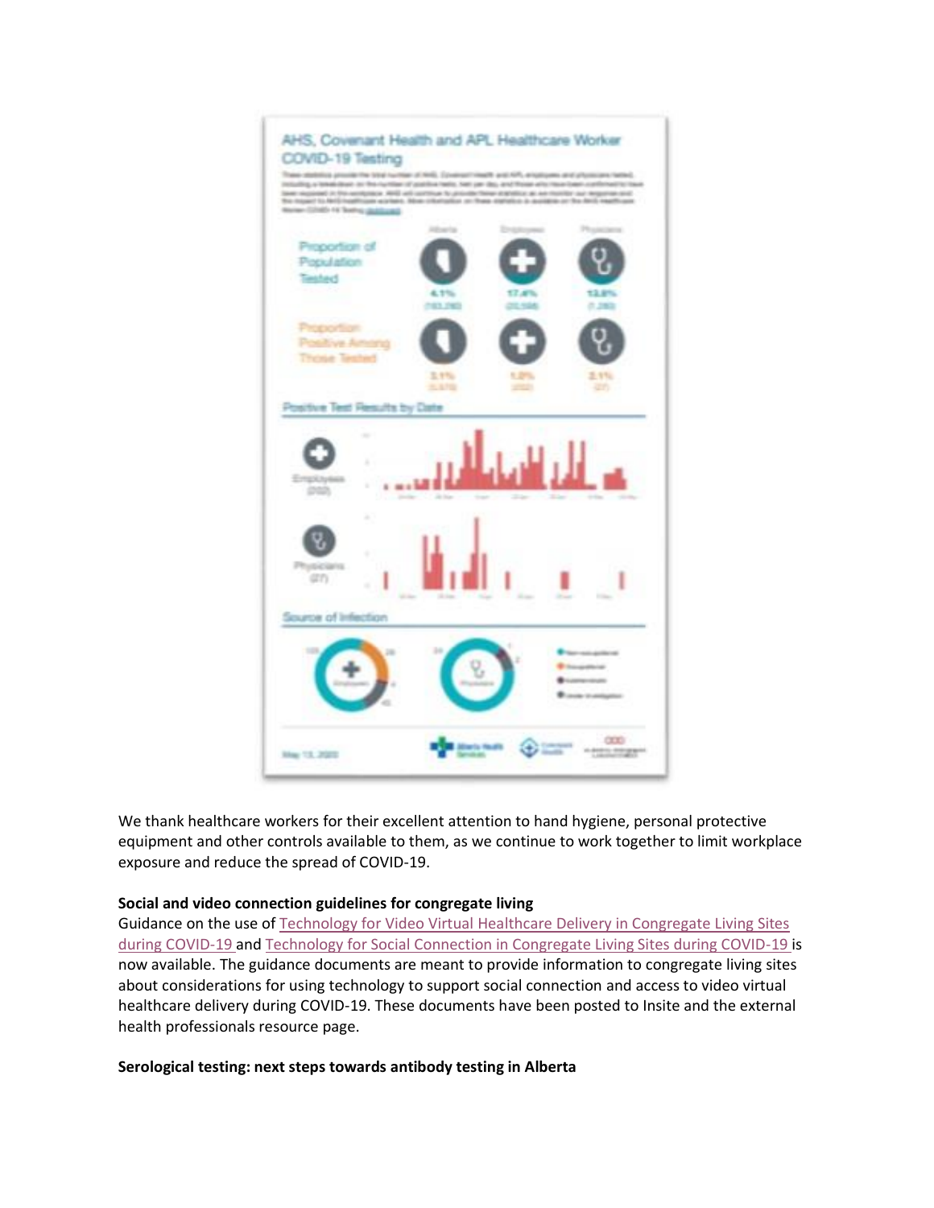We thank healthcare workers for their excellent attention to hand hygiene, personal protective equipment and other controls available to them, as we continue to work together to limit workplace exposure and reduce the spread of COVID-19.

**Social and video connection guidelines for congregate living**

Guidance on the use of Technology for Video Virtual Healthcare Delivery in Congregate Living Sites during COVID-19 and Technology for Social Connection in Congregate Living Sites during COVID-19 is now available. The guidance documents are meant to provide information to congregate living sites about considerations for using technology to support social connection and access to video virtual healthcare delivery during COVID-19. These documents have been posted to Insite and the external health professionals resource page.

**Serological testing: next steps towards antibody testing in Alberta**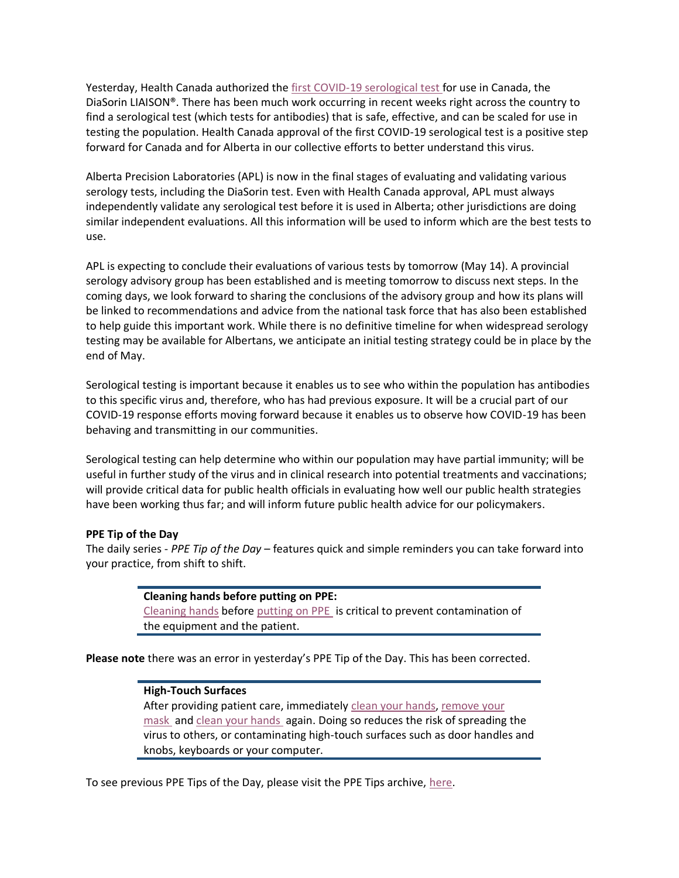Yesterday, Health Canada authorized the first COVID-19 serological test for use in Canada, the DiaSorin LIAISON®. There has been much work occurring in recent weeks right across the country to find a serological test (which tests for antibodies) that is safe, effective, and can be scaled for use in testing the population. Health Canada approval of the first COVID-19 serological test is a positive step forward for Canada and for Alberta in our collective efforts to better understand this virus.

Alberta Precision Laboratories (APL) is now in the final stages of evaluating and validating various serology tests, including the DiaSorin test. Even with Health Canada approval, APL must always independently validate any serological test before it is used in Alberta; other jurisdictions are doing similar independent evaluations. All this information will be used to inform which are the best tests to use.

APL is expecting to conclude their evaluations of various tests by tomorrow (May 14). A provincial serology advisory group has been established and is meeting tomorrow to discuss next steps. In the coming days, we look forward to sharing the conclusions of the advisory group and how its plans will be linked to recommendations and advice from the national task force that has also been established to help guide this important work. While there is no definitive timeline for when widespread serology testing may be available for Albertans, we anticipate an initial testing strategy could be in place by the end of May.

Serological testing is important because it enables us to see who within the population has antibodies to this specific virus and, therefore, who has had previous exposure. It will be a crucial part of our COVID-19 response efforts moving forward because it enables us to observe how COVID-19 has been behaving and transmitting in our communities.

Serological testing can help determine who within our population may have partial immunity; will be useful in further study of the virus and in clinical research into potential treatments and vaccinations; will provide critical data for public health officials in evaluating how well our public health strategies have been working thus far; and will inform future public health advice for our policymakers.

**PPE Tip of the Day**

The daily series - *PPE Tip of the Day* – features quick and simple reminders you can take forward into your practice, from shift to shift.

> **Cleaning hands before putting on PPE:**
> Cleaning hands before putting on PPE is critical to prevent contamination of the equipment and the patient.

**Please note** there was an error in yesterday's PPE Tip of the Day. This has been corrected.

> **High-Touch Surfaces**
> After providing patient care, immediately clean your hands, remove your mask and clean your hands again. Doing so reduces the risk of spreading the virus to others, or contaminating high-touch surfaces such as door handles and knobs, keyboards or your computer.

To see previous PPE Tips of the Day, please visit the PPE Tips archive, here.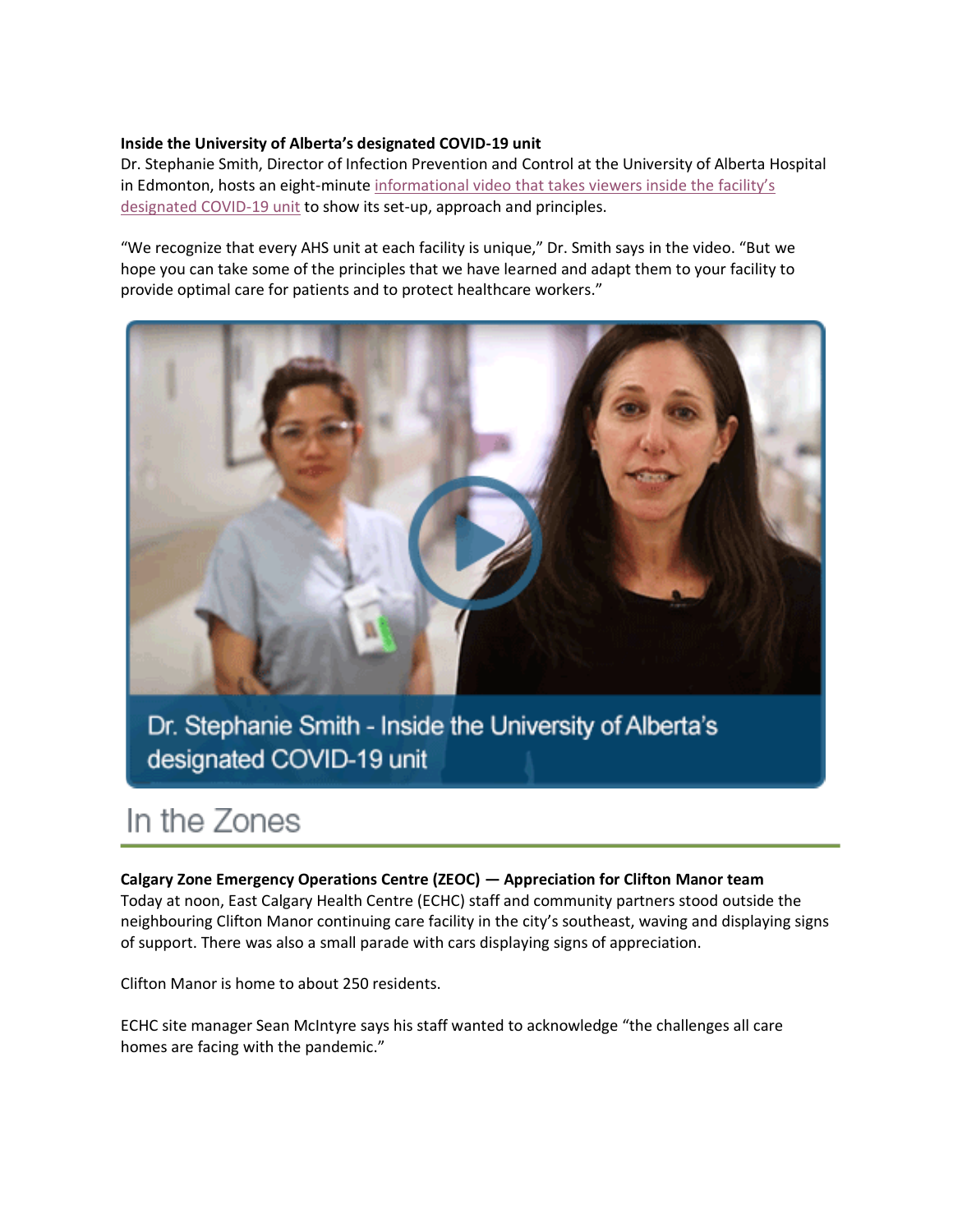**Inside the University of Alberta's designated COVID-19 unit**
Dr. Stephanie Smith, Director of Infection Prevention and Control at the University of Alberta Hospital in Edmonton, hosts an eight-minute informational video that takes viewers inside the facility's designated COVID-19 unit to show its set-up, approach and principles.

"We recognize that every AHS unit at each facility is unique," Dr. Smith says in the video. "But we hope you can take some of the principles that we have learned and adapt them to your facility to provide optimal care for patients and to protect healthcare workers."

Dr. Stephanie Smith - Inside the University of Alberta's designated COVID-19 unit

## In the Zones

**Calgary Zone Emergency Operations Centre (ZEOC) — Appreciation for Clifton Manor team**
Today at noon, East Calgary Health Centre (ECHC) staff and community partners stood outside the neighbouring Clifton Manor continuing care facility in the city's southeast, waving and displaying signs of support. There was also a small parade with cars displaying signs of appreciation.

Clifton Manor is home to about 250 residents.

ECHC site manager Sean McIntyre says his staff wanted to acknowledge "the challenges all care homes are facing with the pandemic."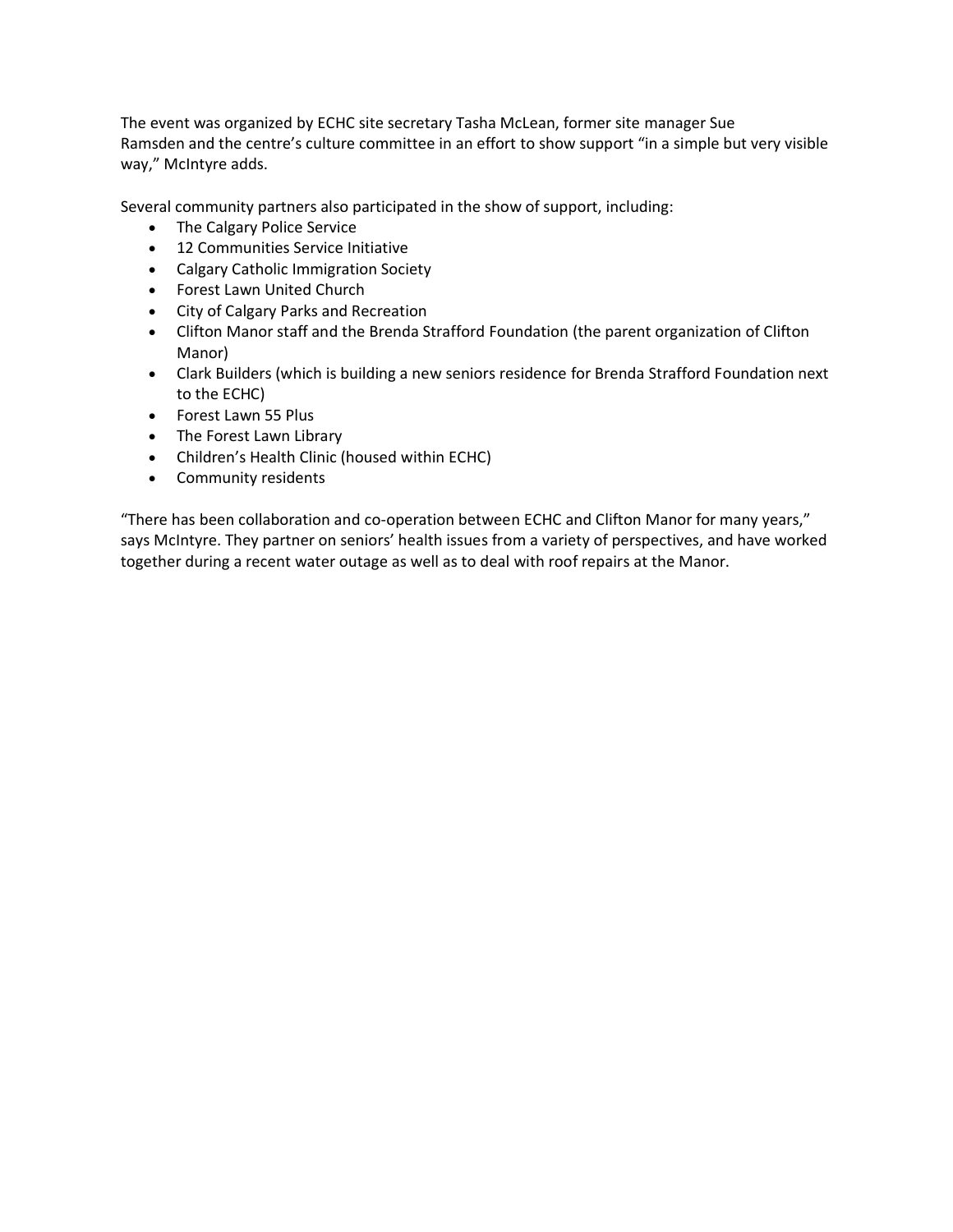The event was organized by ECHC site secretary Tasha McLean, former site manager Sue Ramsden and the centre's culture committee in an effort to show support "in a simple but very visible way," McIntyre adds.

Several community partners also participated in the show of support, including:

- The Calgary Police Service
- 12 Communities Service Initiative
- Calgary Catholic Immigration Society
- Forest Lawn United Church
- City of Calgary Parks and Recreation
- Clifton Manor staff and the Brenda Strafford Foundation (the parent organization of Clifton Manor)
- Clark Builders (which is building a new seniors residence for Brenda Strafford Foundation next to the ECHC)
- Forest Lawn 55 Plus
- The Forest Lawn Library
- Children's Health Clinic (housed within ECHC)
- Community residents

"There has been collaboration and co-operation between ECHC and Clifton Manor for many years," says McIntyre. They partner on seniors' health issues from a variety of perspectives, and have worked together during a recent water outage as well as to deal with roof repairs at the Manor.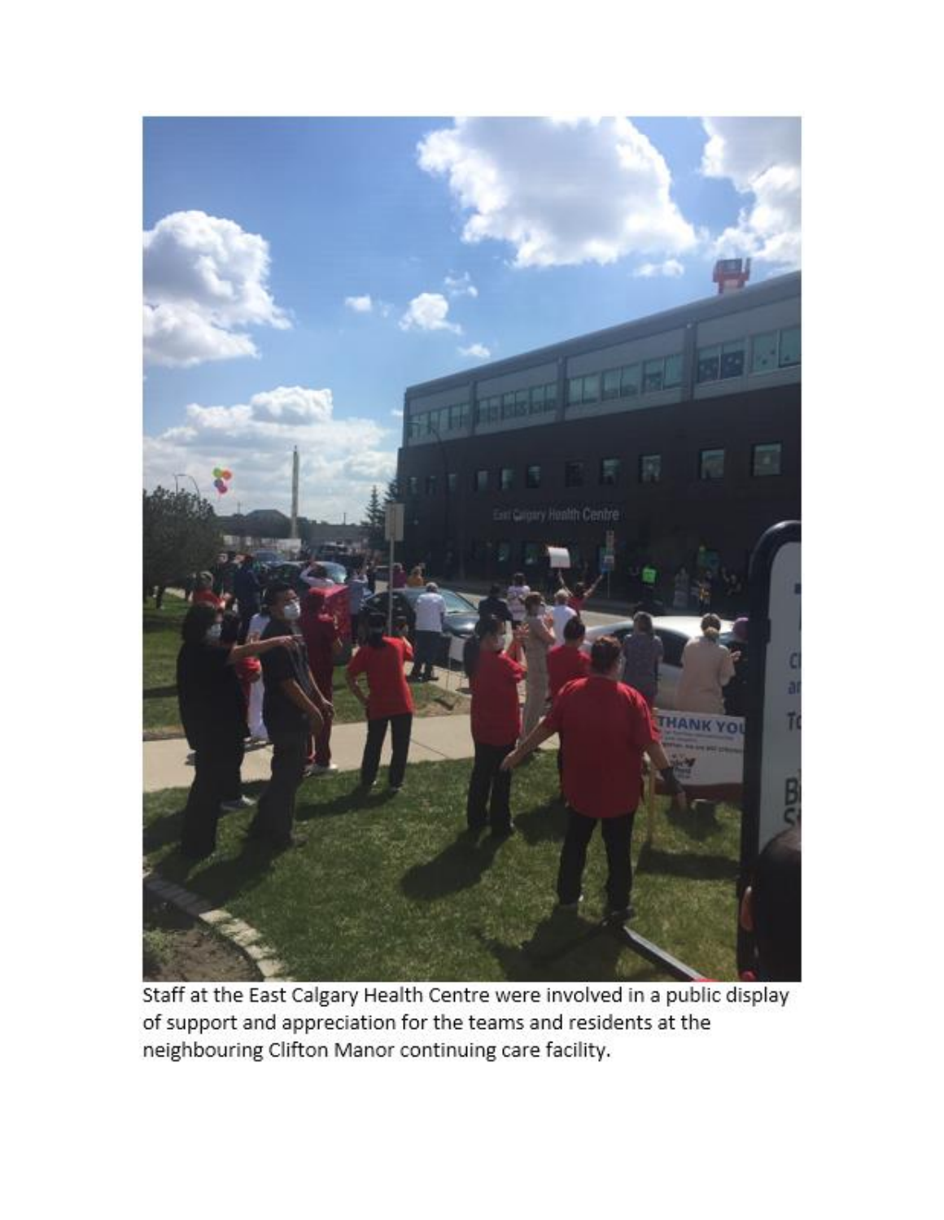Staff at the East Calgary Health Centre were involved in a public display of support and appreciation for the teams and residents at the neighbouring Clifton Manor continuing care facility.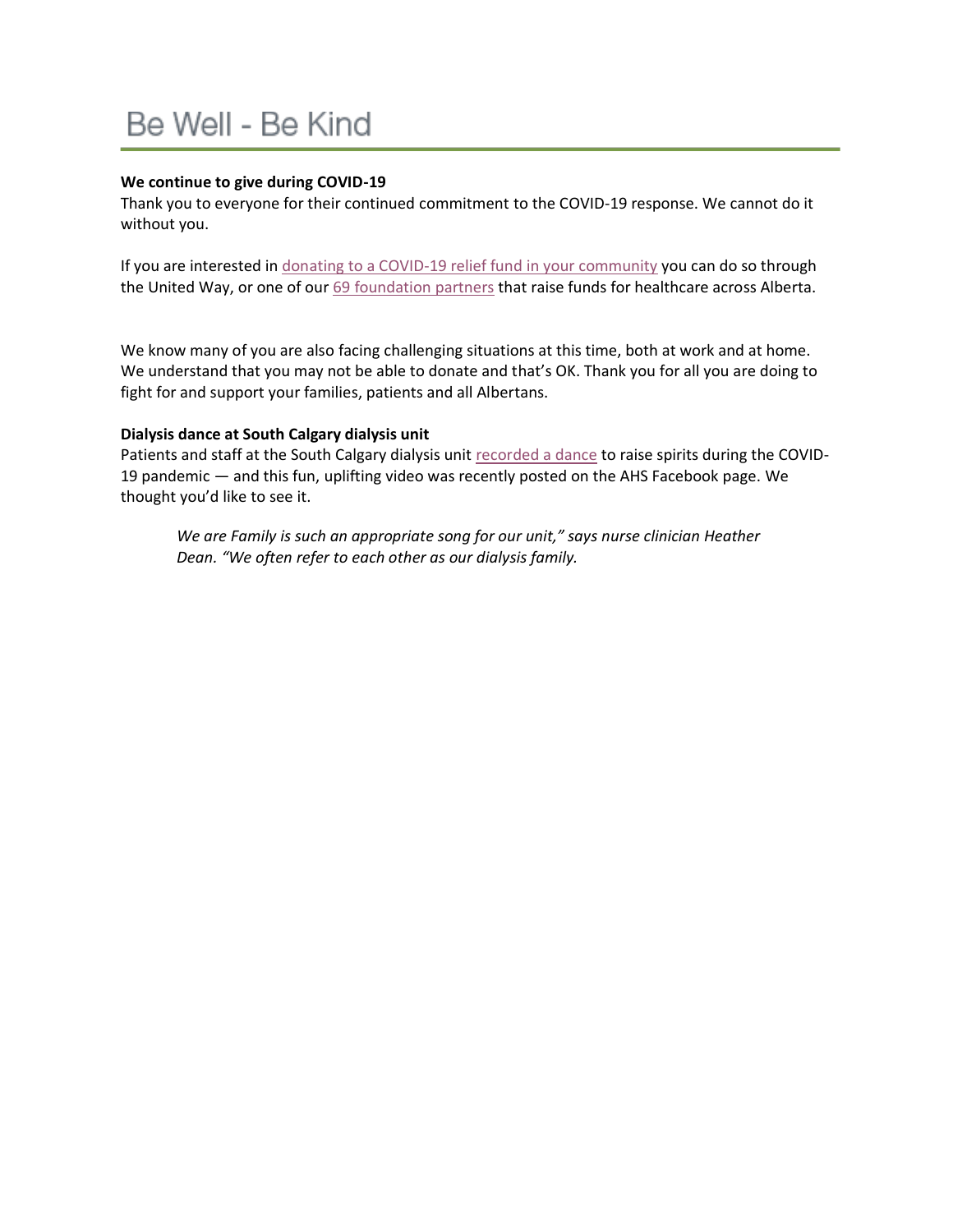# Be Well - Be Kind

**We continue to give during COVID-19**
Thank you to everyone for their continued commitment to the COVID-19 response. We cannot do it without you.

If you are interested in donating to a COVID-19 relief fund in your community you can do so through the United Way, or one of our 69 foundation partners that raise funds for healthcare across Alberta.

We know many of you are also facing challenging situations at this time, both at work and at home. We understand that you may not be able to donate and that's OK. Thank you for all you are doing to fight for and support your families, patients and all Albertans.

**Dialysis dance at South Calgary dialysis unit**
Patients and staff at the South Calgary dialysis unit recorded a dance to raise spirits during the COVID-19 pandemic — and this fun, uplifting video was recently posted on the AHS Facebook page. We thought you'd like to see it.

> *We are Family is such an appropriate song for our unit," says nurse clinician Heather Dean. "We often refer to each other as our dialysis family.*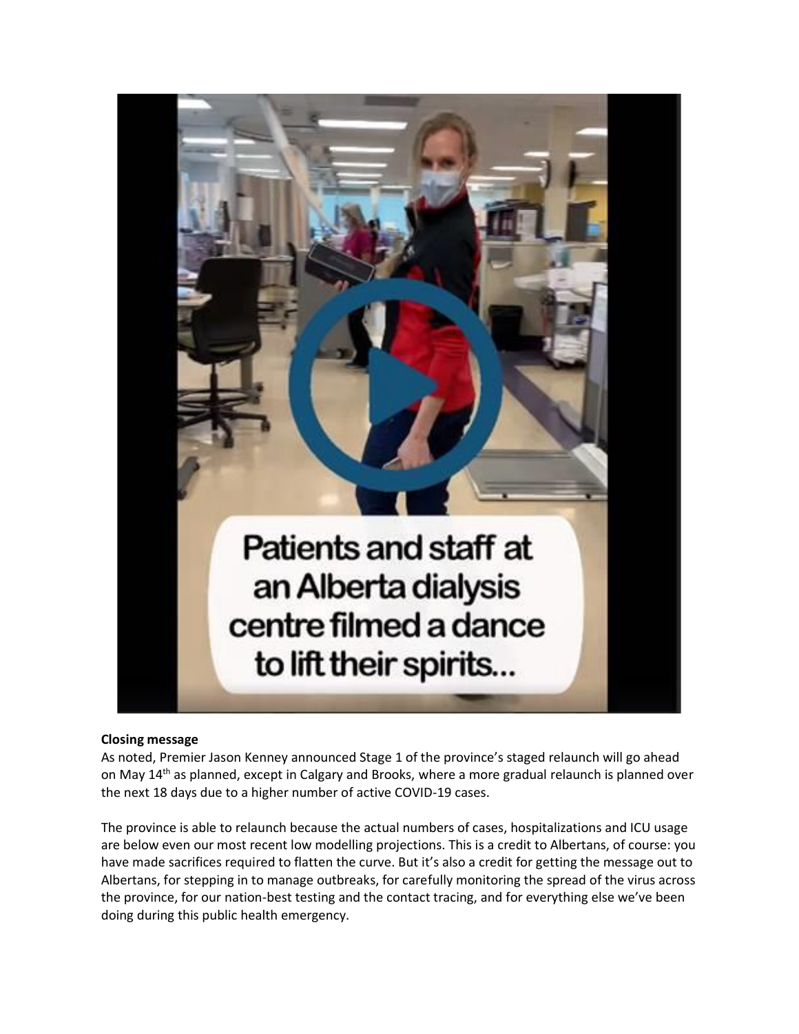Patients and staff at an Alberta dialysis centre filmed a dance to lift their spirits...

**Closing message**

As noted, Premier Jason Kenney announced Stage 1 of the province's staged relaunch will go ahead on May 14th as planned, except in Calgary and Brooks, where a more gradual relaunch is planned over the next 18 days due to a higher number of active COVID-19 cases.

The province is able to relaunch because the actual numbers of cases, hospitalizations and ICU usage are below even our most recent low modelling projections. This is a credit to Albertans, of course: you have made sacrifices required to flatten the curve. But it's also a credit for getting the message out to Albertans, for stepping in to manage outbreaks, for carefully monitoring the spread of the virus across the province, for our nation-best testing and the contact tracing, and for everything else we've been doing during this public health emergency.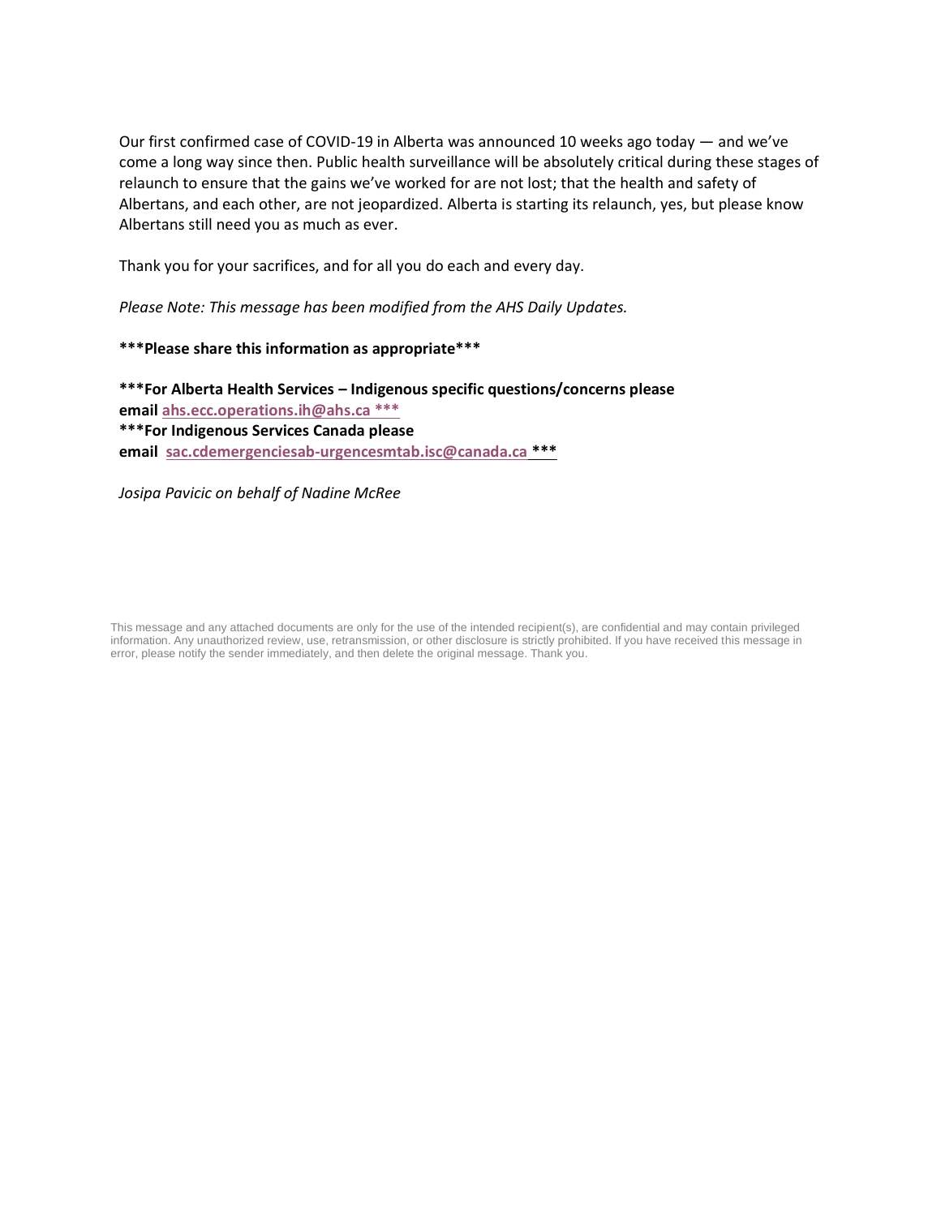Our first confirmed case of COVID-19 in Alberta was announced 10 weeks ago today — and we've come a long way since then. Public health surveillance will be absolutely critical during these stages of relaunch to ensure that the gains we've worked for are not lost; that the health and safety of Albertans, and each other, are not jeopardized. Alberta is starting its relaunch, yes, but please know Albertans still need you as much as ever.

Thank you for your sacrifices, and for all you do each and every day.

*Please Note: This message has been modified from the AHS Daily Updates.*

**\*\*\*Please share this information as appropriate\*\*\***

**\*\*\*For Alberta Health Services – Indigenous specific questions/concerns please email ahs.ecc.operations.ih@ahs.ca \*\*\***
**\*\*\*For Indigenous Services Canada please email sac.cdemergenciesab-urgencesmtab.isc@canada.ca \*\*\***

*Josipa Pavicic on behalf of Nadine McRee*

This message and any attached documents are only for the use of the intended recipient(s), are confidential and may contain privileged information. Any unauthorized review, use, retransmission, or other disclosure is strictly prohibited. If you have received this message in error, please notify the sender immediately, and then delete the original message. Thank you.